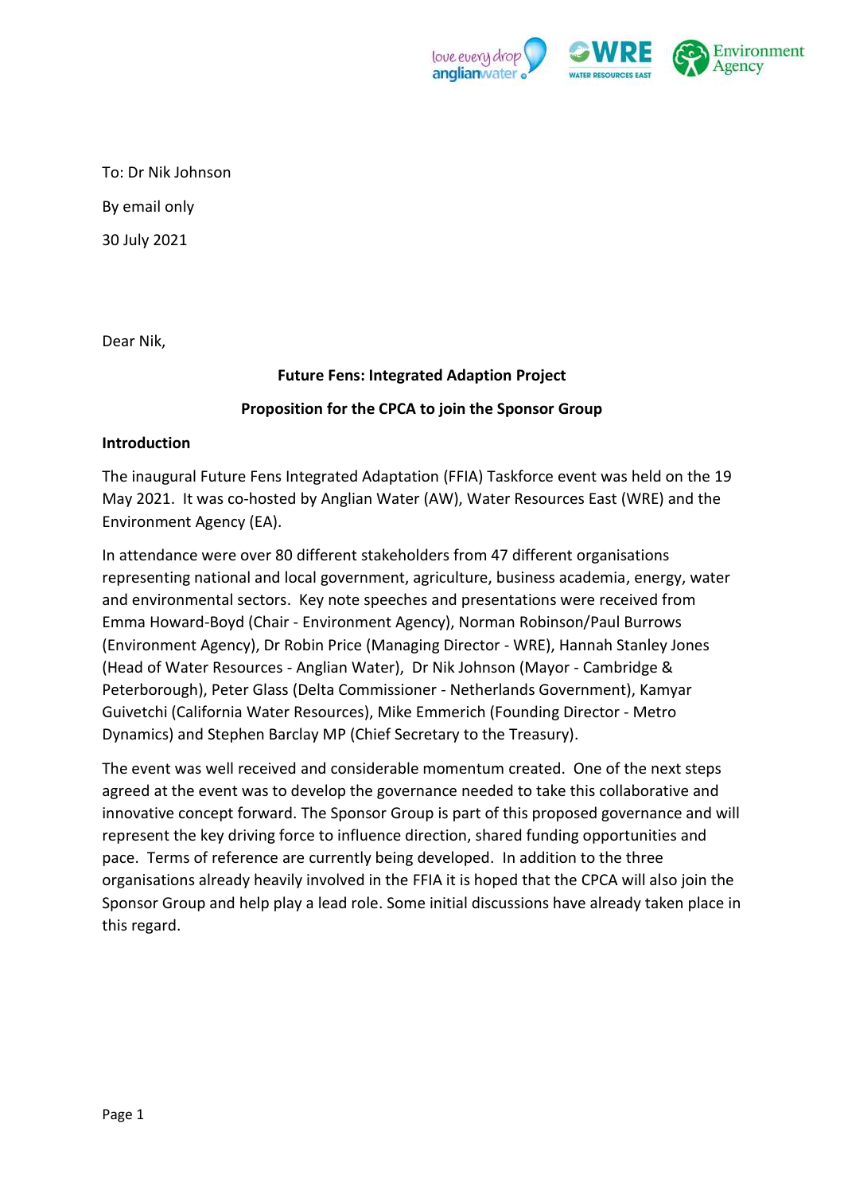To: Dr Nik Johnson

By email only

30 July 2021

Dear Nik,

**Future Fens: Integrated Adaption Project**

**Proposition for the CPCA to join the Sponsor Group**

**Introduction**

The inaugural Future Fens Integrated Adaptation (FFIA) Taskforce event was held on the 19 May 2021. It was co-hosted by Anglian Water (AW), Water Resources East (WRE) and the Environment Agency (EA).

In attendance were over 80 different stakeholders from 47 different organisations representing national and local government, agriculture, business academia, energy, water and environmental sectors. Key note speeches and presentations were received from Emma Howard-Boyd (Chair - Environment Agency), Norman Robinson/Paul Burrows (Environment Agency), Dr Robin Price (Managing Director - WRE), Hannah Stanley Jones (Head of Water Resources - Anglian Water), Dr Nik Johnson (Mayor - Cambridge & Peterborough), Peter Glass (Delta Commissioner - Netherlands Government), Kamyar Guivetchi (California Water Resources), Mike Emmerich (Founding Director - Metro Dynamics) and Stephen Barclay MP (Chief Secretary to the Treasury).

The event was well received and considerable momentum created. One of the next steps agreed at the event was to develop the governance needed to take this collaborative and innovative concept forward. The Sponsor Group is part of this proposed governance and will represent the key driving force to influence direction, shared funding opportunities and pace. Terms of reference are currently being developed. In addition to the three organisations already heavily involved in the FFIA it is hoped that the CPCA will also join the Sponsor Group and help play a lead role. Some initial discussions have already taken place in this regard.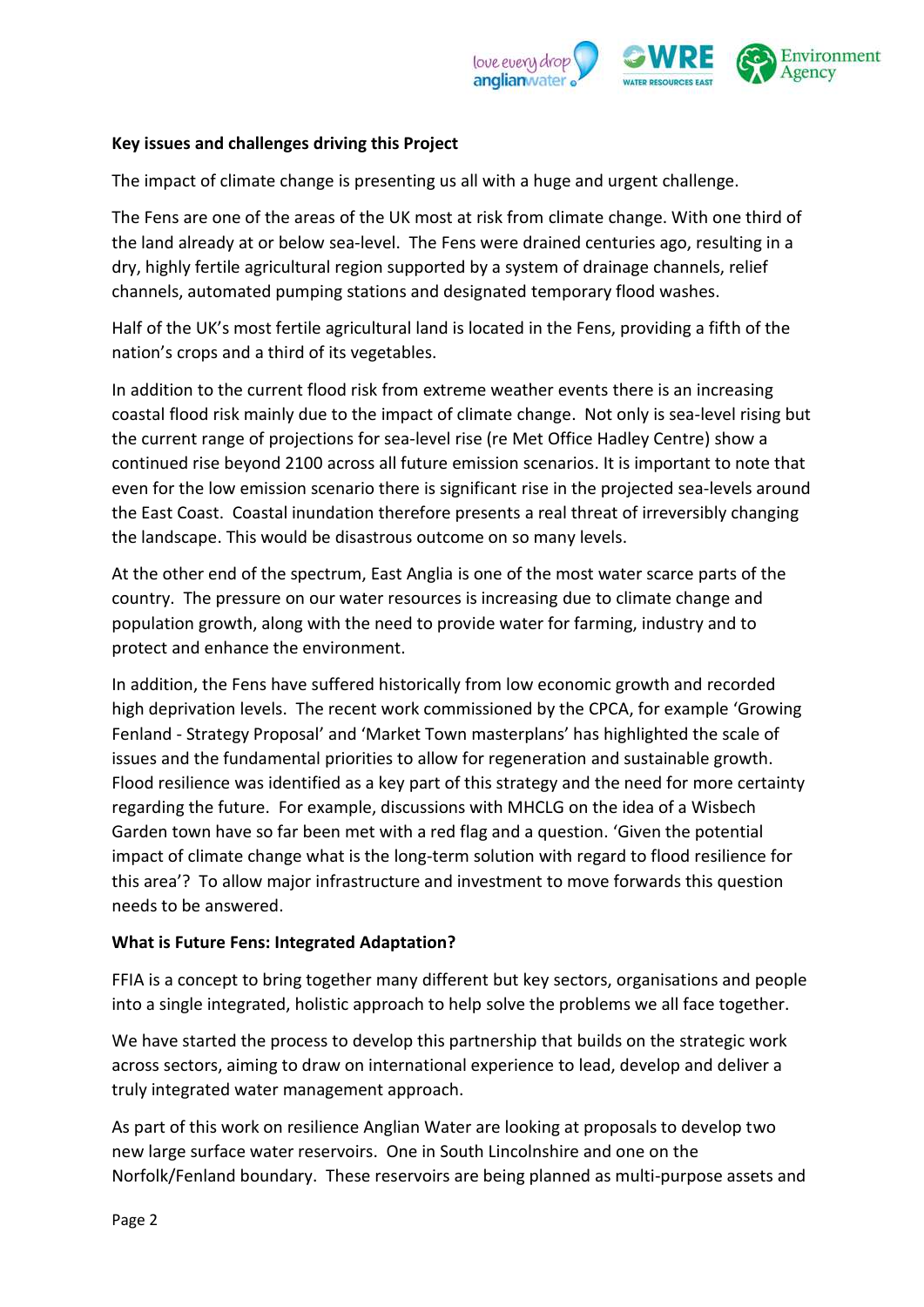**Key issues and challenges driving this Project**

The impact of climate change is presenting us all with a huge and urgent challenge.

The Fens are one of the areas of the UK most at risk from climate change. With one third of the land already at or below sea-level. The Fens were drained centuries ago, resulting in a dry, highly fertile agricultural region supported by a system of drainage channels, relief channels, automated pumping stations and designated temporary flood washes.

Half of the UK's most fertile agricultural land is located in the Fens, providing a fifth of the nation's crops and a third of its vegetables.

In addition to the current flood risk from extreme weather events there is an increasing coastal flood risk mainly due to the impact of climate change. Not only is sea-level rising but the current range of projections for sea-level rise (re Met Office Hadley Centre) show a continued rise beyond 2100 across all future emission scenarios. It is important to note that even for the low emission scenario there is significant rise in the projected sea-levels around the East Coast. Coastal inundation therefore presents a real threat of irreversibly changing the landscape. This would be disastrous outcome on so many levels.

At the other end of the spectrum, East Anglia is one of the most water scarce parts of the country. The pressure on our water resources is increasing due to climate change and population growth, along with the need to provide water for farming, industry and to protect and enhance the environment.

In addition, the Fens have suffered historically from low economic growth and recorded high deprivation levels. The recent work commissioned by the CPCA, for example 'Growing Fenland - Strategy Proposal' and 'Market Town masterplans' has highlighted the scale of issues and the fundamental priorities to allow for regeneration and sustainable growth. Flood resilience was identified as a key part of this strategy and the need for more certainty regarding the future. For example, discussions with MHCLG on the idea of a Wisbech Garden town have so far been met with a red flag and a question. 'Given the potential impact of climate change what is the long-term solution with regard to flood resilience for this area'? To allow major infrastructure and investment to move forwards this question needs to be answered.

**What is Future Fens: Integrated Adaptation?**

FFIA is a concept to bring together many different but key sectors, organisations and people into a single integrated, holistic approach to help solve the problems we all face together.

We have started the process to develop this partnership that builds on the strategic work across sectors, aiming to draw on international experience to lead, develop and deliver a truly integrated water management approach.

As part of this work on resilience Anglian Water are looking at proposals to develop two new large surface water reservoirs. One in South Lincolnshire and one on the Norfolk/Fenland boundary. These reservoirs are being planned as multi-purpose assets and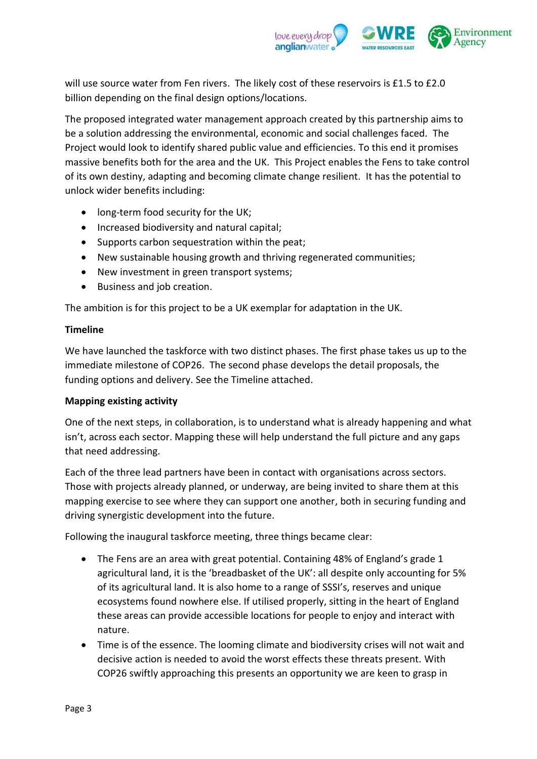will use source water from Fen rivers. The likely cost of these reservoirs is £1.5 to £2.0 billion depending on the final design options/locations.

The proposed integrated water management approach created by this partnership aims to be a solution addressing the environmental, economic and social challenges faced. The Project would look to identify shared public value and efficiencies. To this end it promises massive benefits both for the area and the UK. This Project enables the Fens to take control of its own destiny, adapting and becoming climate change resilient. It has the potential to unlock wider benefits including:

- long-term food security for the UK;
- Increased biodiversity and natural capital;
- Supports carbon sequestration within the peat;
- New sustainable housing growth and thriving regenerated communities;
- New investment in green transport systems;
- Business and job creation.

The ambition is for this project to be a UK exemplar for adaptation in the UK.

**Timeline**

We have launched the taskforce with two distinct phases. The first phase takes us up to the immediate milestone of COP26. The second phase develops the detail proposals, the funding options and delivery. See the Timeline attached.

**Mapping existing activity**

One of the next steps, in collaboration, is to understand what is already happening and what isn't, across each sector. Mapping these will help understand the full picture and any gaps that need addressing.

Each of the three lead partners have been in contact with organisations across sectors. Those with projects already planned, or underway, are being invited to share them at this mapping exercise to see where they can support one another, both in securing funding and driving synergistic development into the future.

Following the inaugural taskforce meeting, three things became clear:

- The Fens are an area with great potential. Containing 48% of England's grade 1 agricultural land, it is the 'breadbasket of the UK': all despite only accounting for 5% of its agricultural land. It is also home to a range of SSSI's, reserves and unique ecosystems found nowhere else. If utilised properly, sitting in the heart of England these areas can provide accessible locations for people to enjoy and interact with nature.
- Time is of the essence. The looming climate and biodiversity crises will not wait and decisive action is needed to avoid the worst effects these threats present. With COP26 swiftly approaching this presents an opportunity we are keen to grasp in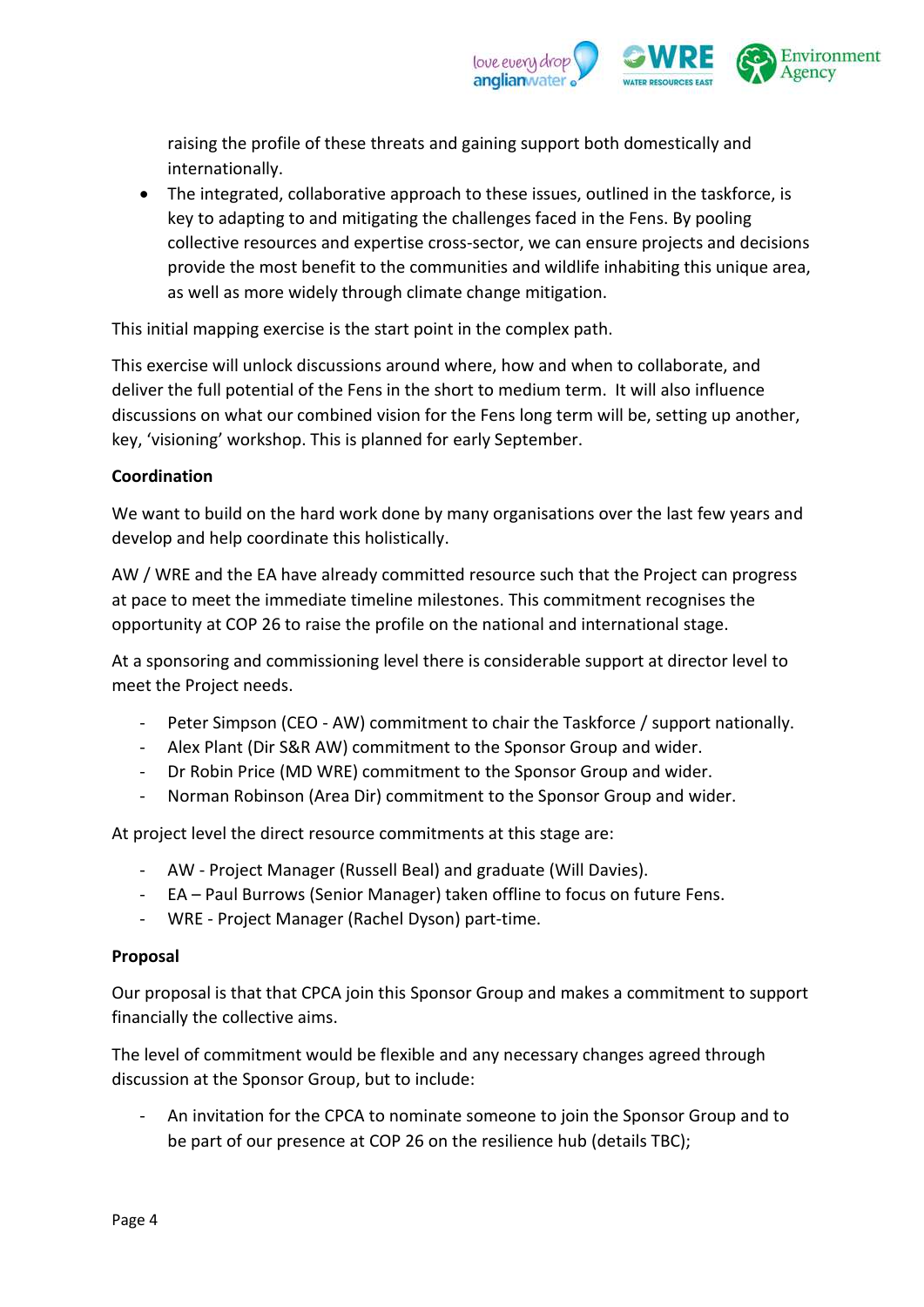raising the profile of these threats and gaining support both domestically and internationally.

- The integrated, collaborative approach to these issues, outlined in the taskforce, is key to adapting to and mitigating the challenges faced in the Fens. By pooling collective resources and expertise cross-sector, we can ensure projects and decisions provide the most benefit to the communities and wildlife inhabiting this unique area, as well as more widely through climate change mitigation.

This initial mapping exercise is the start point in the complex path.

This exercise will unlock discussions around where, how and when to collaborate, and deliver the full potential of the Fens in the short to medium term. It will also influence discussions on what our combined vision for the Fens long term will be, setting up another, key, 'visioning' workshop. This is planned for early September.

**Coordination**

We want to build on the hard work done by many organisations over the last few years and develop and help coordinate this holistically.

AW / WRE and the EA have already committed resource such that the Project can progress at pace to meet the immediate timeline milestones. This commitment recognises the opportunity at COP 26 to raise the profile on the national and international stage.

At a sponsoring and commissioning level there is considerable support at director level to meet the Project needs.

- Peter Simpson (CEO - AW) commitment to chair the Taskforce / support nationally.
- Alex Plant (Dir S&R AW) commitment to the Sponsor Group and wider.
- Dr Robin Price (MD WRE) commitment to the Sponsor Group and wider.
- Norman Robinson (Area Dir) commitment to the Sponsor Group and wider.

At project level the direct resource commitments at this stage are:

- AW - Project Manager (Russell Beal) and graduate (Will Davies).
- EA – Paul Burrows (Senior Manager) taken offline to focus on future Fens.
- WRE - Project Manager (Rachel Dyson) part-time.

**Proposal**

Our proposal is that that CPCA join this Sponsor Group and makes a commitment to support financially the collective aims.

The level of commitment would be flexible and any necessary changes agreed through discussion at the Sponsor Group, but to include:

- An invitation for the CPCA to nominate someone to join the Sponsor Group and to be part of our presence at COP 26 on the resilience hub (details TBC);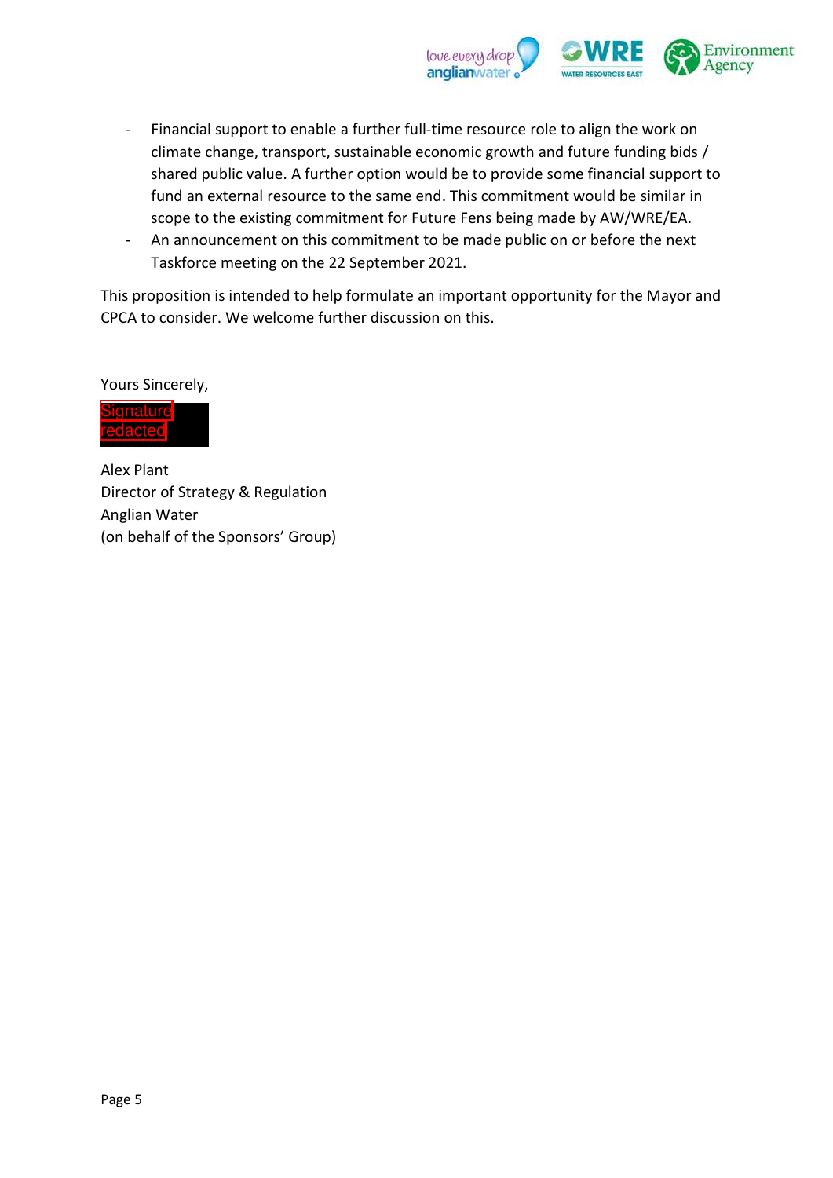- Financial support to enable a further full-time resource role to align the work on climate change, transport, sustainable economic growth and future funding bids / shared public value. A further option would be to provide some financial support to fund an external resource to the same end. This commitment would be similar in scope to the existing commitment for Future Fens being made by AW/WRE/EA.
- An announcement on this commitment to be made public on or before the next Taskforce meeting on the 22 September 2021.

This proposition is intended to help formulate an important opportunity for the Mayor and CPCA to consider. We welcome further discussion on this.

Yours Sincerely,

Signature redacted

Alex Plant
Director of Strategy & Regulation
Anglian Water
(on behalf of the Sponsors' Group)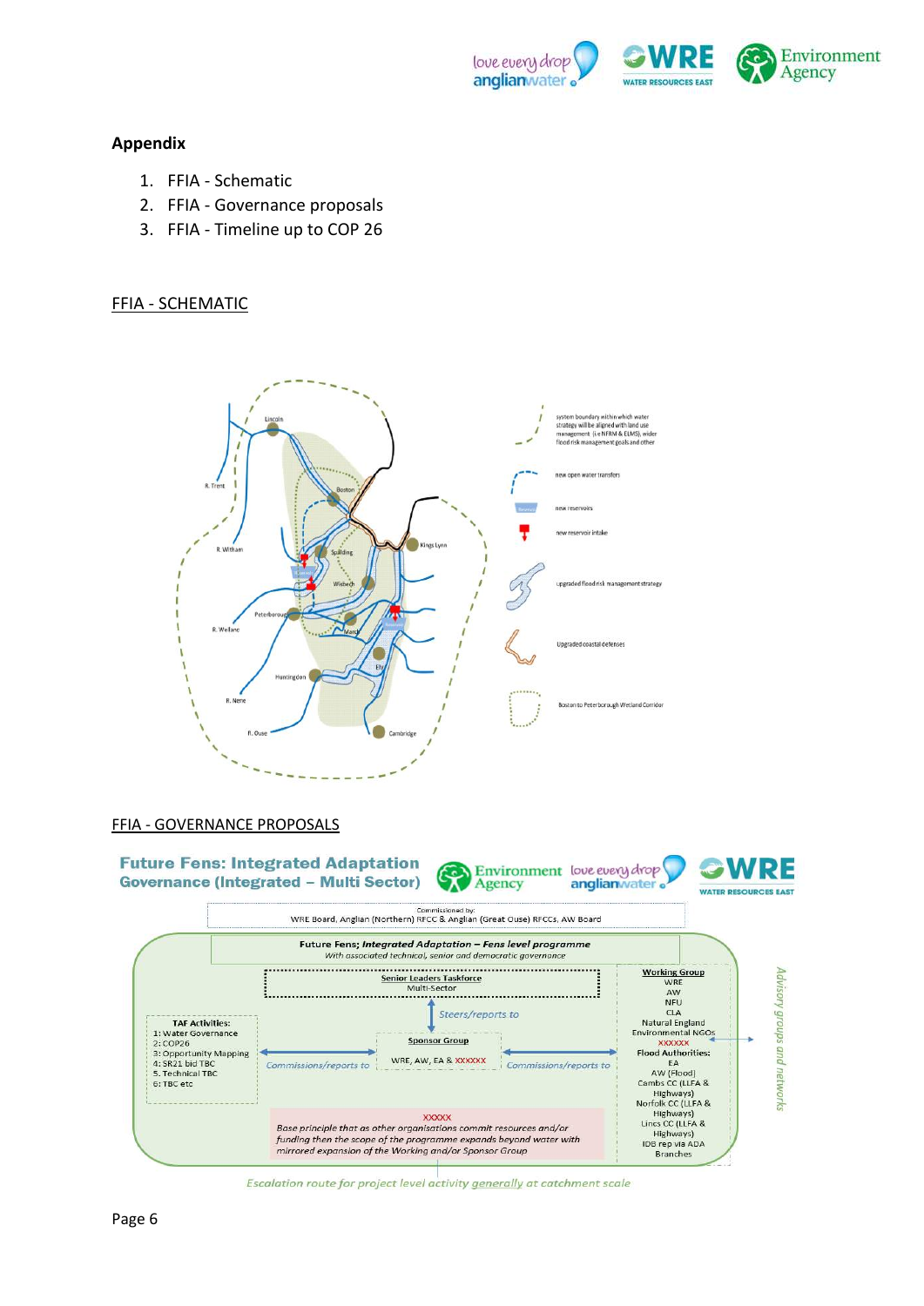## Appendix

1. FFIA - Schematic
2. FFIA - Governance proposals
3. FFIA - Timeline up to COP 26

FFIA - SCHEMATIC

Lincoln

R. Trent

Boston

R. Witham

Spalding

Kings Lynn

Wisbech

Peterborough

R. Welland

March

Ely

Huntingdon

R. Nene

R. Ouse

Cambridge

system boundary within which water strategy will be aligned with land use management (i.e NFRM & ELMS), wider flood risk management goals and other

new open water transfers

new reservoirs

new reservoir intake

upgraded flood risk management strategy

Upgraded coastal defenses

Boston to Peterborough Wetland Corridor

FFIA - GOVERNANCE PROPOSALS

**Future Fens: Integrated Adaptation Governance (Integrated – Multi Sector)**

Commissioned by:
WRE Board, Anglian (Northern) RFCC & Anglian (Great Ouse) RFCCs, AW Board

Future Fens; *Integrated Adaptation – Fens level programme*
*With associated technical, senior and democratic governance*

Senior Leaders Taskforce
Multi-Sector

*Steers/reports to*

Sponsor Group
WRE, AW, EA & XXXXXX

*Commissions/reports to*

*Commissions/reports to*

TAF Activities:
1: Water Governance
2: COP26
3: Opportunity Mapping
4: SR21 bid TBC
5. Technical TBC
6: TBC etc

Working Group
WRE
AW
NFU
CLA
Natural England
Environmental NGOs
XXXXXX
Flood Authorities:
EA
AW (Flood)
Cambs CC (LLFA & Highways)
Norfolk CC (LLFA & Highways)
Lincs CC (LLFA & Highways)
IDB rep via ADA Branches

XXXXX
*Base principle that as other organisations commit resources and/or funding then the scope of the programme expands beyond water with mirrored expansion of the Working and/or Sponsor Group*

*Advisory groups and networks*

*Escalation route for project level activity generally at catchment scale*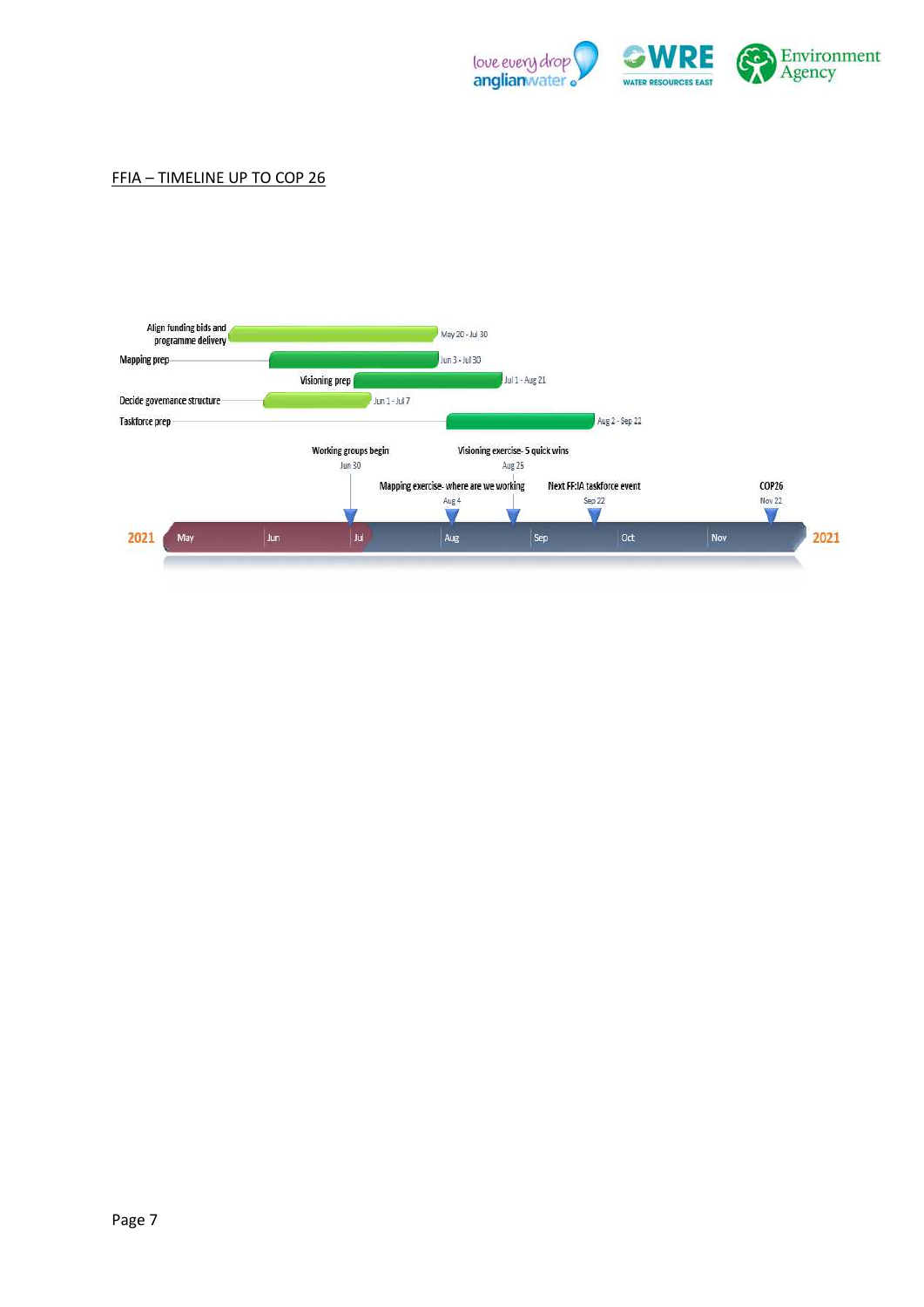FFIA – TIMELINE UP TO COP 26

Align funding bids and programme delivery
May 20 - Jul 30

Mapping prep
Jun 3 - Jul 30

Visioning prep
Jul 1 - Aug 21

Decide governance structure
Jun 1 - Jul 7

Taskforce prep
Aug 2 - Sep 22

Working groups begin
Jun 30

Visioning exercise- 5 quick wins
Aug 25

Mapping exercise- where are we working
Aug 4

Next FF:IA taskforce event
Sep 22

COP26
Nov 22

2021 May Jun Jul Aug Sep Oct Nov 2021